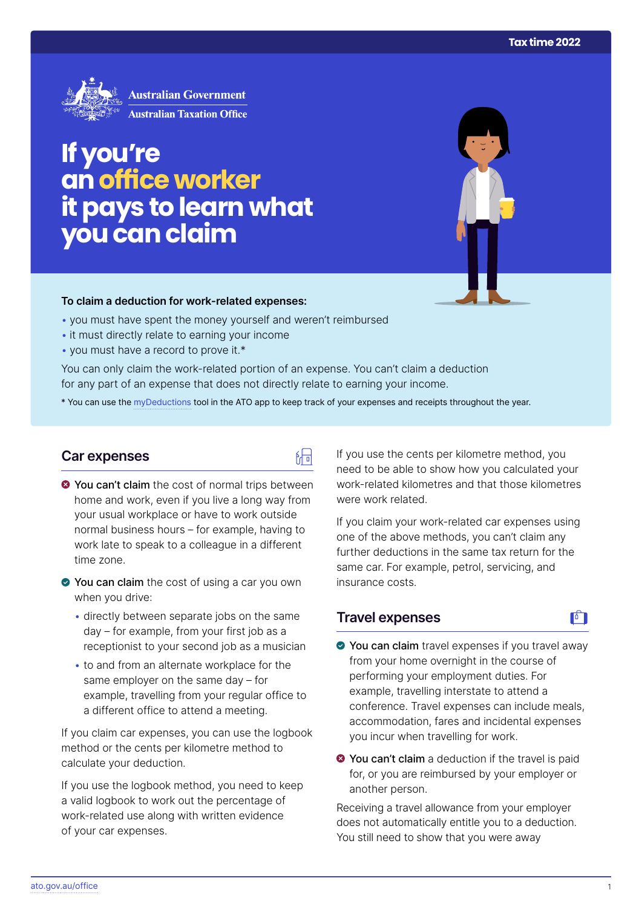Australian Government
Australian Taxation Office

# If you're an office worker it pays to learn what you can claim

**To claim a deduction for work-related expenses:**

- you must have spent the money yourself and weren't reimbursed
- it must directly relate to earning your income
- you must have a record to prove it.*

You can only claim the work-related portion of an expense. You can't claim a deduction for any part of an expense that does not directly relate to earning your income.

* You can use the myDeductions tool in the ATO app to keep track of your expenses and receipts throughout the year.

## Car expenses

- **You can't claim** the cost of normal trips between home and work, even if you live a long way from your usual workplace or have to work outside normal business hours – for example, having to work late to speak to a colleague in a different time zone.
- **You can claim** the cost of using a car you own when you drive:
  - directly between separate jobs on the same day – for example, from your first job as a receptionist to your second job as a musician
  - to and from an alternate workplace for the same employer on the same day – for example, travelling from your regular office to a different office to attend a meeting.

If you claim car expenses, you can use the logbook method or the cents per kilometre method to calculate your deduction.

If you use the logbook method, you need to keep a valid logbook to work out the percentage of work-related use along with written evidence of your car expenses.

If you use the cents per kilometre method, you need to be able to show how you calculated your work-related kilometres and that those kilometres were work related.

If you claim your work-related car expenses using one of the above methods, you can't claim any further deductions in the same tax return for the same car. For example, petrol, servicing, and insurance costs.

## Travel expenses

- **You can claim** travel expenses if you travel away from your home overnight in the course of performing your employment duties. For example, travelling interstate to attend a conference. Travel expenses can include meals, accommodation, fares and incidental expenses you incur when travelling for work.
- **You can't claim** a deduction if the travel is paid for, or you are reimbursed by your employer or another person.

Receiving a travel allowance from your employer does not automatically entitle you to a deduction. You still need to show that you were away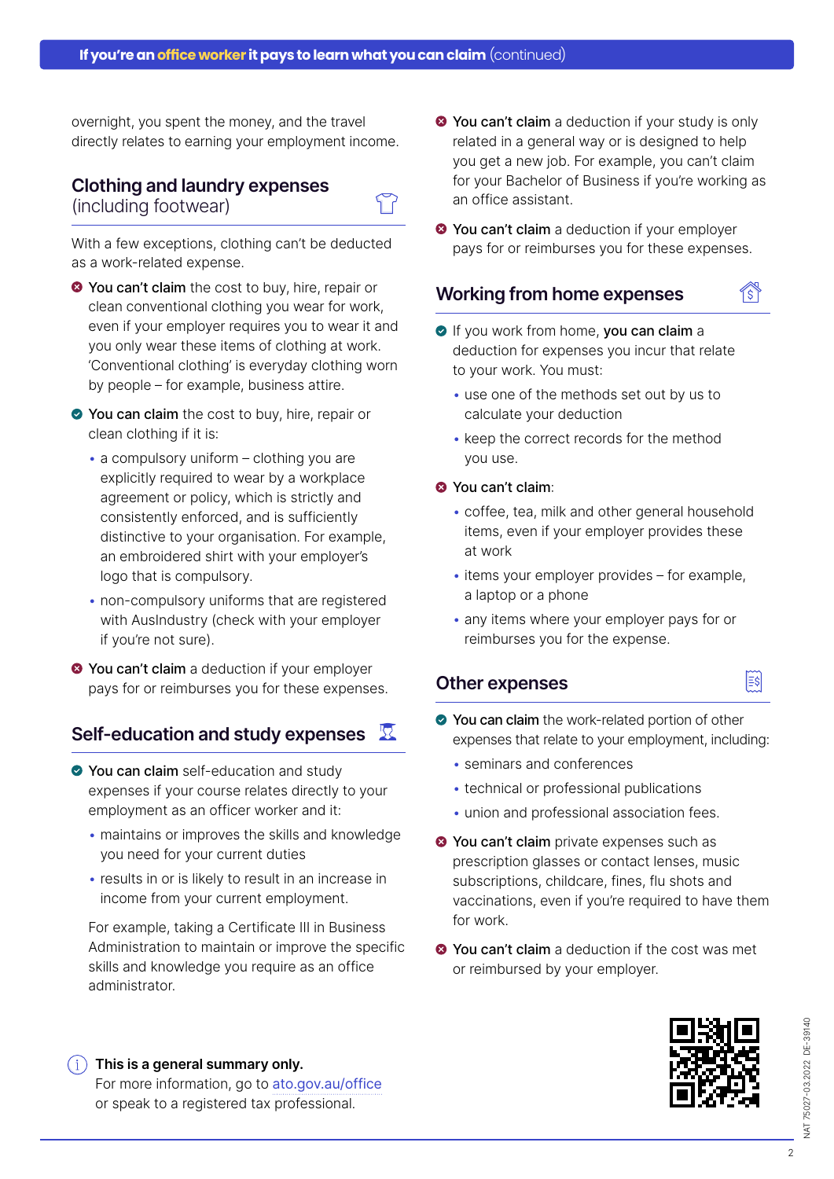overnight, you spent the money, and the travel directly relates to earning your employment income.

## Clothing and laundry expenses (including footwear)

With a few exceptions, clothing can't be deducted as a work-related expense.

- **You can't claim** the cost to buy, hire, repair or clean conventional clothing you wear for work, even if your employer requires you to wear it and you only wear these items of clothing at work. 'Conventional clothing' is everyday clothing worn by people – for example, business attire.
- **You can claim** the cost to buy, hire, repair or clean clothing if it is:
  - a compulsory uniform – clothing you are explicitly required to wear by a workplace agreement or policy, which is strictly and consistently enforced, and is sufficiently distinctive to your organisation. For example, an embroidered shirt with your employer's logo that is compulsory.
  - non-compulsory uniforms that are registered with AusIndustry (check with your employer if you're not sure).
- **You can't claim** a deduction if your employer pays for or reimburses you for these expenses.

## Self-education and study expenses

- **You can claim** self-education and study expenses if your course relates directly to your employment as an officer worker and it:
  - maintains or improves the skills and knowledge you need for your current duties
  - results in or is likely to result in an increase in income from your current employment.

  For example, taking a Certificate III in Business Administration to maintain or improve the specific skills and knowledge you require as an office administrator.
- **You can't claim** a deduction if your study is only related in a general way or is designed to help you get a new job. For example, you can't claim for your Bachelor of Business if you're working as an office assistant.
- **You can't claim** a deduction if your employer pays for or reimburses you for these expenses.

## Working from home expenses

- If you work from home, **you can claim** a deduction for expenses you incur that relate to your work. You must:
  - use one of the methods set out by us to calculate your deduction
  - keep the correct records for the method you use.
- **You can't claim**:
  - coffee, tea, milk and other general household items, even if your employer provides these at work
  - items your employer provides – for example, a laptop or a phone
  - any items where your employer pays for or reimburses you for the expense.

## Other expenses

- **You can claim** the work-related portion of other expenses that relate to your employment, including:
  - seminars and conferences
  - technical or professional publications
  - union and professional association fees.
- **You can't claim** private expenses such as prescription glasses or contact lenses, music subscriptions, childcare, fines, flu shots and vaccinations, even if you're required to have them for work.
- **You can't claim** a deduction if the cost was met or reimbursed by your employer.

**This is a general summary only.**
For more information, go to ato.gov.au/office or speak to a registered tax professional.

NAT 75027-03.2022 DE-39140